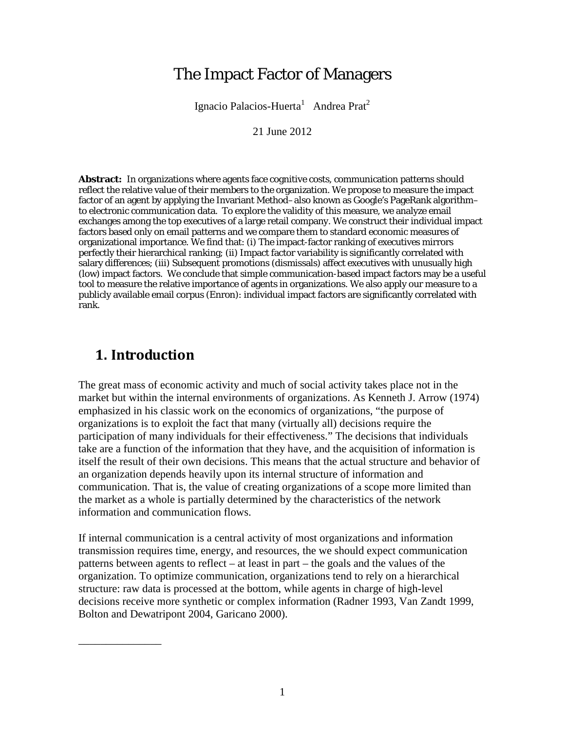# The Impact Factor of Managers

Ignacio Palacios-Huerta[1] Andrea Prat[2]

21 June 2012

**Abstract:** In organizations where agents face cognitive costs, communication patterns should reflect the relative value of their members to the organization. We propose to measure the impact factor of an agent by applying the Invariant Method–also known as Google's PageRank algorithm–to electronic communication data. To explore the validity of this measure, we analyze email exchanges among the top executives of a large retail company. We construct their individual impact factors based only on email patterns and we compare them to standard economic measures of organizational importance. We find that: (i) The impact-factor ranking of executives mirrors perfectly their hierarchical ranking; (ii) Impact factor variability is significantly correlated with salary differences; (iii) Subsequent promotions (dismissals) affect executives with unusually high (low) impact factors. We conclude that simple communication-based impact factors may be a useful tool to measure the relative importance of agents in organizations. We also apply our measure to a publicly available email corpus (Enron): individual impact factors are significantly correlated with rank.

## 1. Introduction

The great mass of economic activity and much of social activity takes place not in the market but within the internal environments of organizations. As Kenneth J. Arrow (1974) emphasized in his classic work on the economics of organizations, "the purpose of organizations is to exploit the fact that many (virtually all) decisions require the participation of many individuals for their effectiveness." The decisions that individuals take are a function of the information that they have, and the acquisition of information is itself the result of their own decisions. This means that the actual structure and behavior of an organization depends heavily upon its internal structure of information and communication. That is, the value of creating organizations of a scope more limited than the market as a whole is partially determined by the characteristics of the network information and communication flows.

If internal communication is a central activity of most organizations and information transmission requires time, energy, and resources, the we should expect communication patterns between agents to reflect – at least in part – the goals and the values of the organization. To optimize communication, organizations tend to rely on a hierarchical structure: raw data is processed at the bottom, while agents in charge of high-level decisions receive more synthetic or complex information (Radner 1993, Van Zandt 1999, Bolton and Dewatripont 2004, Garicano 2000).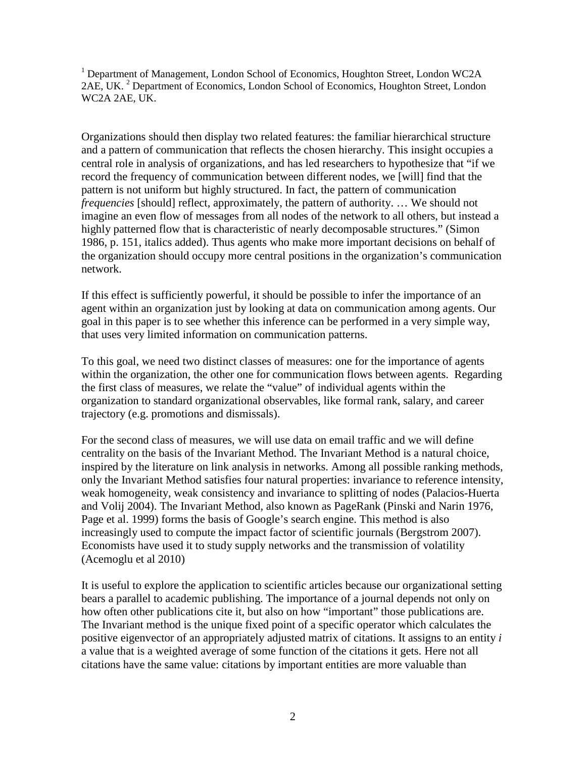[1] Department of Management, London School of Economics, Houghton Street, London WC2A 2AE, UK. [2] Department of Economics, London School of Economics, Houghton Street, London WC2A 2AE, UK.

Organizations should then display two related features: the familiar hierarchical structure and a pattern of communication that reflects the chosen hierarchy. This insight occupies a central role in analysis of organizations, and has led researchers to hypothesize that "if we record the frequency of communication between different nodes, we [will] find that the pattern is not uniform but highly structured. In fact, the pattern of communication *frequencies* [should] reflect, approximately, the pattern of authority. … We should not imagine an even flow of messages from all nodes of the network to all others, but instead a highly patterned flow that is characteristic of nearly decomposable structures." (Simon 1986, p. 151, italics added). Thus agents who make more important decisions on behalf of the organization should occupy more central positions in the organization's communication network.

If this effect is sufficiently powerful, it should be possible to infer the importance of an agent within an organization just by looking at data on communication among agents. Our goal in this paper is to see whether this inference can be performed in a very simple way, that uses very limited information on communication patterns.

To this goal, we need two distinct classes of measures: one for the importance of agents within the organization, the other one for communication flows between agents. Regarding the first class of measures, we relate the "value" of individual agents within the organization to standard organizational observables, like formal rank, salary, and career trajectory (e.g. promotions and dismissals).

For the second class of measures, we will use data on email traffic and we will define centrality on the basis of the Invariant Method. The Invariant Method is a natural choice, inspired by the literature on link analysis in networks. Among all possible ranking methods, only the Invariant Method satisfies four natural properties: invariance to reference intensity, weak homogeneity, weak consistency and invariance to splitting of nodes (Palacios-Huerta and Volij 2004). The Invariant Method, also known as PageRank (Pinski and Narin 1976, Page et al. 1999) forms the basis of Google's search engine. This method is also increasingly used to compute the impact factor of scientific journals (Bergstrom 2007). Economists have used it to study supply networks and the transmission of volatility (Acemoglu et al 2010)

It is useful to explore the application to scientific articles because our organizational setting bears a parallel to academic publishing. The importance of a journal depends not only on how often other publications cite it, but also on how "important" those publications are. The Invariant method is the unique fixed point of a specific operator which calculates the positive eigenvector of an appropriately adjusted matrix of citations. It assigns to an entity $i$ a value that is a weighted average of some function of the citations it gets. Here not all citations have the same value: citations by important entities are more valuable than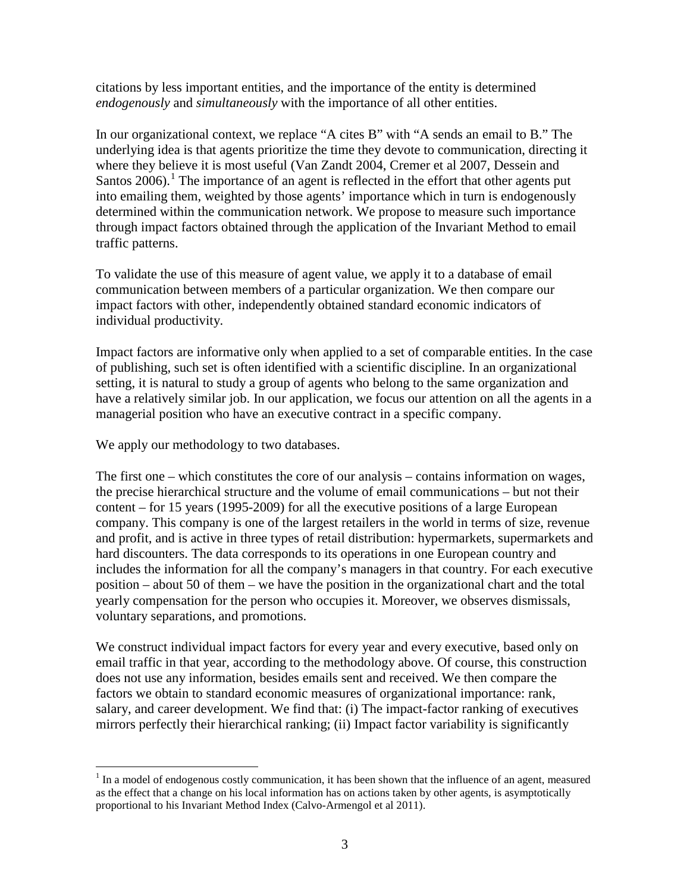citations by less important entities, and the importance of the entity is determined *endogenously* and *simultaneously* with the importance of all other entities.

In our organizational context, we replace "A cites B" with "A sends an email to B." The underlying idea is that agents prioritize the time they devote to communication, directing it where they believe it is most useful (Van Zandt 2004, Cremer et al 2007, Dessein and Santos 2006).[1] The importance of an agent is reflected in the effort that other agents put into emailing them, weighted by those agents' importance which in turn is endogenously determined within the communication network. We propose to measure such importance through impact factors obtained through the application of the Invariant Method to email traffic patterns.

To validate the use of this measure of agent value, we apply it to a database of email communication between members of a particular organization. We then compare our impact factors with other, independently obtained standard economic indicators of individual productivity.

Impact factors are informative only when applied to a set of comparable entities. In the case of publishing, such set is often identified with a scientific discipline. In an organizational setting, it is natural to study a group of agents who belong to the same organization and have a relatively similar job. In our application, we focus our attention on all the agents in a managerial position who have an executive contract in a specific company.

We apply our methodology to two databases.

The first one – which constitutes the core of our analysis – contains information on wages, the precise hierarchical structure and the volume of email communications – but not their content – for 15 years (1995-2009) for all the executive positions of a large European company. This company is one of the largest retailers in the world in terms of size, revenue and profit, and is active in three types of retail distribution: hypermarkets, supermarkets and hard discounters. The data corresponds to its operations in one European country and includes the information for all the company's managers in that country. For each executive position – about 50 of them – we have the position in the organizational chart and the total yearly compensation for the person who occupies it. Moreover, we observes dismissals, voluntary separations, and promotions.

We construct individual impact factors for every year and every executive, based only on email traffic in that year, according to the methodology above. Of course, this construction does not use any information, besides emails sent and received. We then compare the factors we obtain to standard economic measures of organizational importance: rank, salary, and career development. We find that: (i) The impact-factor ranking of executives mirrors perfectly their hierarchical ranking; (ii) Impact factor variability is significantly

[1] In a model of endogenous costly communication, it has been shown that the influence of an agent, measured as the effect that a change on his local information has on actions taken by other agents, is asymptotically proportional to his Invariant Method Index (Calvo-Armengol et al 2011).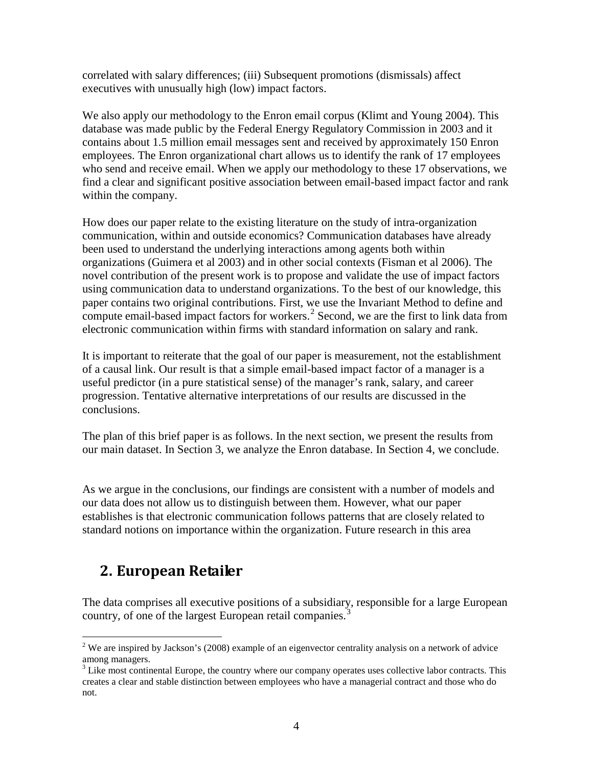correlated with salary differences; (iii) Subsequent promotions (dismissals) affect executives with unusually high (low) impact factors.

We also apply our methodology to the Enron email corpus (Klimt and Young 2004). This database was made public by the Federal Energy Regulatory Commission in 2003 and it contains about 1.5 million email messages sent and received by approximately 150 Enron employees. The Enron organizational chart allows us to identify the rank of 17 employees who send and receive email. When we apply our methodology to these 17 observations, we find a clear and significant positive association between email-based impact factor and rank within the company.

How does our paper relate to the existing literature on the study of intra-organization communication, within and outside economics? Communication databases have already been used to understand the underlying interactions among agents both within organizations (Guimera et al 2003) and in other social contexts (Fisman et al 2006). The novel contribution of the present work is to propose and validate the use of impact factors using communication data to understand organizations. To the best of our knowledge, this paper contains two original contributions. First, we use the Invariant Method to define and compute email-based impact factors for workers.[2] Second, we are the first to link data from electronic communication within firms with standard information on salary and rank.

It is important to reiterate that the goal of our paper is measurement, not the establishment of a causal link. Our result is that a simple email-based impact factor of a manager is a useful predictor (in a pure statistical sense) of the manager's rank, salary, and career progression. Tentative alternative interpretations of our results are discussed in the conclusions.

The plan of this brief paper is as follows. In the next section, we present the results from our main dataset. In Section 3, we analyze the Enron database. In Section 4, we conclude.

As we argue in the conclusions, our findings are consistent with a number of models and our data does not allow us to distinguish between them. However, what our paper establishes is that electronic communication follows patterns that are closely related to standard notions on importance within the organization. Future research in this area

## 2. European Retailer

The data comprises all executive positions of a subsidiary, responsible for a large European country, of one of the largest European retail companies.[3]

---

[2] We are inspired by Jackson's (2008) example of an eigenvector centrality analysis on a network of advice among managers.

[3] Like most continental Europe, the country where our company operates uses collective labor contracts. This creates a clear and stable distinction between employees who have a managerial contract and those who do not.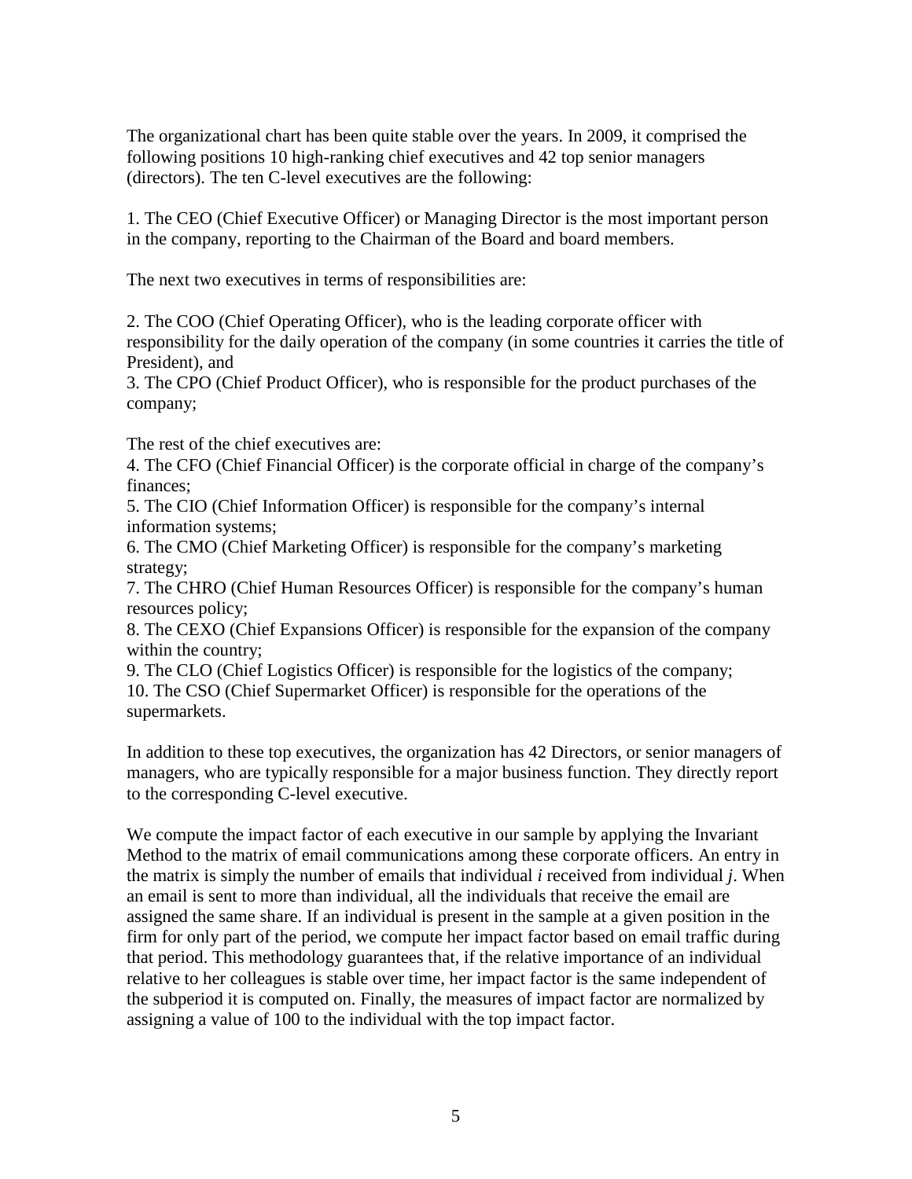The organizational chart has been quite stable over the years. In 2009, it comprised the following positions 10 high-ranking chief executives and 42 top senior managers (directors). The ten C-level executives are the following:

1. The CEO (Chief Executive Officer) or Managing Director is the most important person in the company, reporting to the Chairman of the Board and board members.

The next two executives in terms of responsibilities are:

2. The COO (Chief Operating Officer), who is the leading corporate officer with responsibility for the daily operation of the company (in some countries it carries the title of President), and
3. The CPO (Chief Product Officer), who is responsible for the product purchases of the company;

The rest of the chief executives are:

4. The CFO (Chief Financial Officer) is the corporate official in charge of the company's finances;
5. The CIO (Chief Information Officer) is responsible for the company's internal information systems;
6. The CMO (Chief Marketing Officer) is responsible for the company's marketing strategy;
7. The CHRO (Chief Human Resources Officer) is responsible for the company's human resources policy;
8. The CEXO (Chief Expansions Officer) is responsible for the expansion of the company within the country;
9. The CLO (Chief Logistics Officer) is responsible for the logistics of the company;
10. The CSO (Chief Supermarket Officer) is responsible for the operations of the supermarkets.

In addition to these top executives, the organization has 42 Directors, or senior managers of managers, who are typically responsible for a major business function. They directly report to the corresponding C-level executive.

We compute the impact factor of each executive in our sample by applying the Invariant Method to the matrix of email communications among these corporate officers. An entry in the matrix is simply the number of emails that individual $i$ received from individual $j$. When an email is sent to more than individual, all the individuals that receive the email are assigned the same share. If an individual is present in the sample at a given position in the firm for only part of the period, we compute her impact factor based on email traffic during that period. This methodology guarantees that, if the relative importance of an individual relative to her colleagues is stable over time, her impact factor is the same independent of the subperiod it is computed on. Finally, the measures of impact factor are normalized by assigning a value of 100 to the individual with the top impact factor.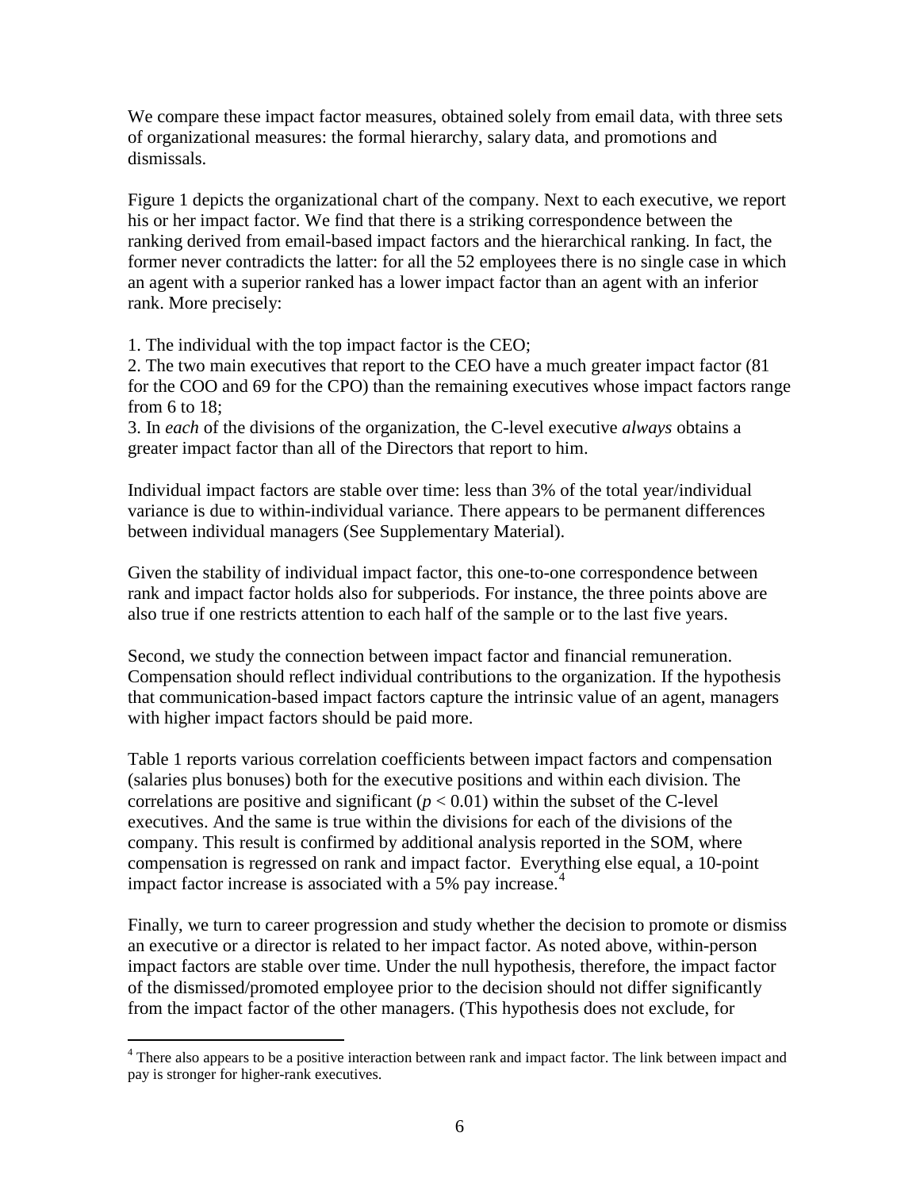We compare these impact factor measures, obtained solely from email data, with three sets of organizational measures: the formal hierarchy, salary data, and promotions and dismissals.

Figure 1 depicts the organizational chart of the company. Next to each executive, we report his or her impact factor. We find that there is a striking correspondence between the ranking derived from email-based impact factors and the hierarchical ranking. In fact, the former never contradicts the latter: for all the 52 employees there is no single case in which an agent with a superior ranked has a lower impact factor than an agent with an inferior rank. More precisely:

1. The individual with the top impact factor is the CEO;
2. The two main executives that report to the CEO have a much greater impact factor (81 for the COO and 69 for the CPO) than the remaining executives whose impact factors range from 6 to 18;
3. In *each* of the divisions of the organization, the C-level executive *always* obtains a greater impact factor than all of the Directors that report to him.

Individual impact factors are stable over time: less than 3% of the total year/individual variance is due to within-individual variance. There appears to be permanent differences between individual managers (See Supplementary Material).

Given the stability of individual impact factor, this one-to-one correspondence between rank and impact factor holds also for subperiods. For instance, the three points above are also true if one restricts attention to each half of the sample or to the last five years.

Second, we study the connection between impact factor and financial remuneration. Compensation should reflect individual contributions to the organization. If the hypothesis that communication-based impact factors capture the intrinsic value of an agent, managers with higher impact factors should be paid more.

Table 1 reports various correlation coefficients between impact factors and compensation (salaries plus bonuses) both for the executive positions and within each division. The correlations are positive and significant ($p < 0.01$) within the subset of the C-level executives. And the same is true within the divisions for each of the divisions of the company. This result is confirmed by additional analysis reported in the SOM, where compensation is regressed on rank and impact factor. Everything else equal, a 10-point impact factor increase is associated with a 5% pay increase.[4]

Finally, we turn to career progression and study whether the decision to promote or dismiss an executive or a director is related to her impact factor. As noted above, within-person impact factors are stable over time. Under the null hypothesis, therefore, the impact factor of the dismissed/promoted employee prior to the decision should not differ significantly from the impact factor of the other managers. (This hypothesis does not exclude, for

[4] There also appears to be a positive interaction between rank and impact factor. The link between impact and pay is stronger for higher-rank executives.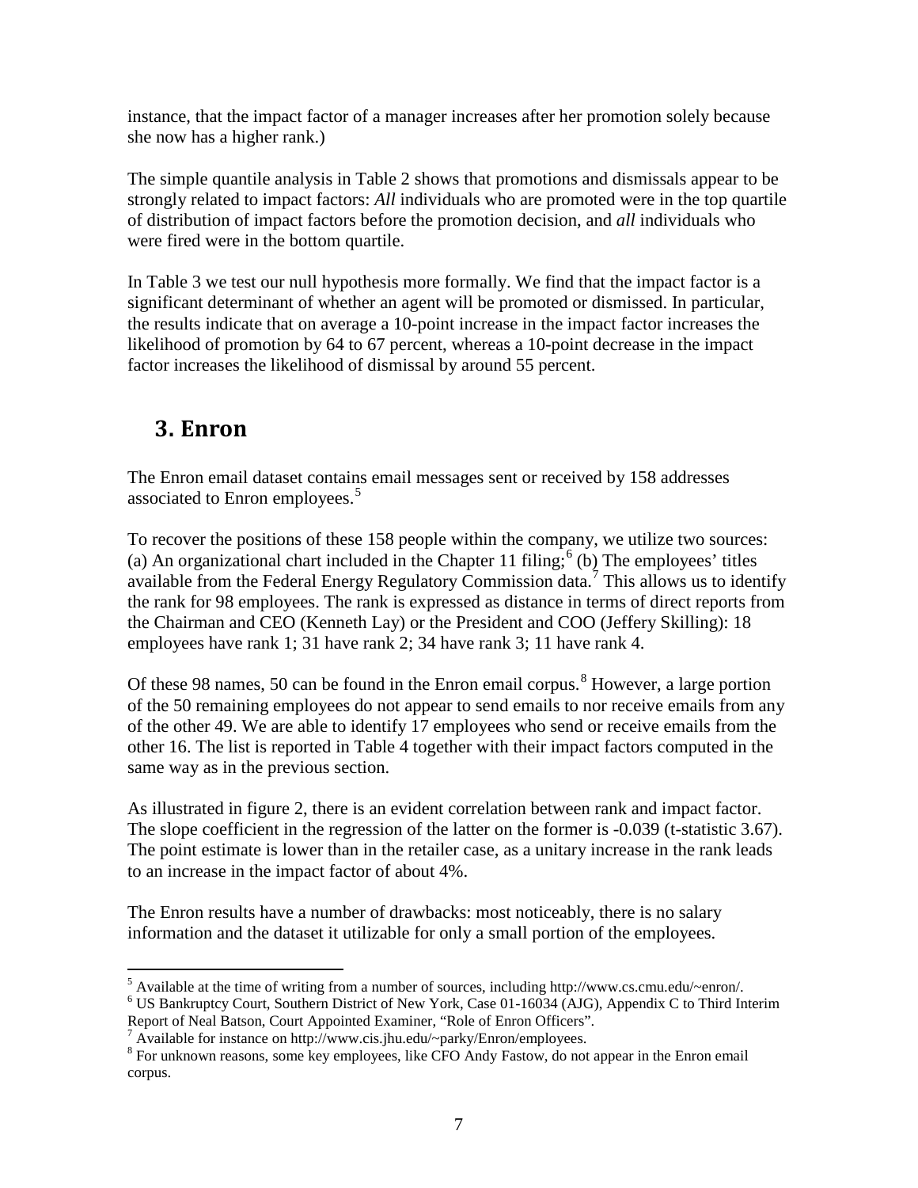instance, that the impact factor of a manager increases after her promotion solely because she now has a higher rank.)

The simple quantile analysis in Table 2 shows that promotions and dismissals appear to be strongly related to impact factors: *All* individuals who are promoted were in the top quartile of distribution of impact factors before the promotion decision, and *all* individuals who were fired were in the bottom quartile.

In Table 3 we test our null hypothesis more formally. We find that the impact factor is a significant determinant of whether an agent will be promoted or dismissed. In particular, the results indicate that on average a 10-point increase in the impact factor increases the likelihood of promotion by 64 to 67 percent, whereas a 10-point decrease in the impact factor increases the likelihood of dismissal by around 55 percent.

## 3. Enron

The Enron email dataset contains email messages sent or received by 158 addresses associated to Enron employees.[5]

To recover the positions of these 158 people within the company, we utilize two sources: (a) An organizational chart included in the Chapter 11 filing;[6] (b) The employees' titles available from the Federal Energy Regulatory Commission data.[7] This allows us to identify the rank for 98 employees. The rank is expressed as distance in terms of direct reports from the Chairman and CEO (Kenneth Lay) or the President and COO (Jeffery Skilling): 18 employees have rank 1; 31 have rank 2; 34 have rank 3; 11 have rank 4.

Of these 98 names, 50 can be found in the Enron email corpus.[8] However, a large portion of the 50 remaining employees do not appear to send emails to nor receive emails from any of the other 49. We are able to identify 17 employees who send or receive emails from the other 16. The list is reported in Table 4 together with their impact factors computed in the same way as in the previous section.

As illustrated in figure 2, there is an evident correlation between rank and impact factor. The slope coefficient in the regression of the latter on the former is -0.039 (t-statistic 3.67). The point estimate is lower than in the retailer case, as a unitary increase in the rank leads to an increase in the impact factor of about 4%.

The Enron results have a number of drawbacks: most noticeably, there is no salary information and the dataset it utilizable for only a small portion of the employees.

---

[5] Available at the time of writing from a number of sources, including http://www.cs.cmu.edu/~enron/.

[6] US Bankruptcy Court, Southern District of New York, Case 01-16034 (AJG), Appendix C to Third Interim Report of Neal Batson, Court Appointed Examiner, "Role of Enron Officers".

[7] Available for instance on http://www.cis.jhu.edu/~parky/Enron/employees.

[8] For unknown reasons, some key employees, like CFO Andy Fastow, do not appear in the Enron email corpus.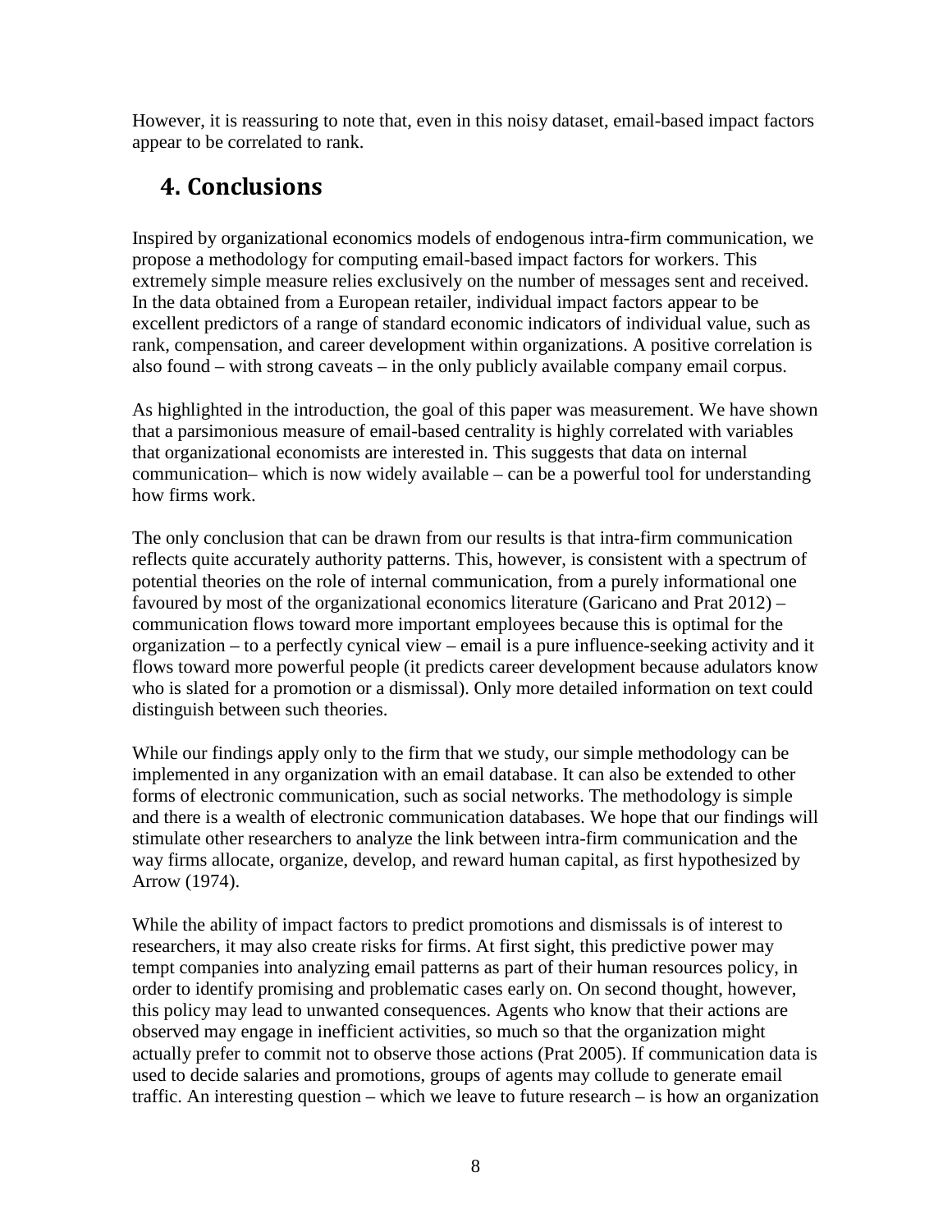However, it is reassuring to note that, even in this noisy dataset, email-based impact factors appear to be correlated to rank.

## 4. Conclusions

Inspired by organizational economics models of endogenous intra-firm communication, we propose a methodology for computing email-based impact factors for workers. This extremely simple measure relies exclusively on the number of messages sent and received. In the data obtained from a European retailer, individual impact factors appear to be excellent predictors of a range of standard economic indicators of individual value, such as rank, compensation, and career development within organizations. A positive correlation is also found – with strong caveats – in the only publicly available company email corpus.

As highlighted in the introduction, the goal of this paper was measurement. We have shown that a parsimonious measure of email-based centrality is highly correlated with variables that organizational economists are interested in. This suggests that data on internal communication– which is now widely available – can be a powerful tool for understanding how firms work.

The only conclusion that can be drawn from our results is that intra-firm communication reflects quite accurately authority patterns. This, however, is consistent with a spectrum of potential theories on the role of internal communication, from a purely informational one favoured by most of the organizational economics literature (Garicano and Prat 2012) – communication flows toward more important employees because this is optimal for the organization – to a perfectly cynical view – email is a pure influence-seeking activity and it flows toward more powerful people (it predicts career development because adulators know who is slated for a promotion or a dismissal). Only more detailed information on text could distinguish between such theories.

While our findings apply only to the firm that we study, our simple methodology can be implemented in any organization with an email database. It can also be extended to other forms of electronic communication, such as social networks. The methodology is simple and there is a wealth of electronic communication databases. We hope that our findings will stimulate other researchers to analyze the link between intra-firm communication and the way firms allocate, organize, develop, and reward human capital, as first hypothesized by Arrow (1974).

While the ability of impact factors to predict promotions and dismissals is of interest to researchers, it may also create risks for firms. At first sight, this predictive power may tempt companies into analyzing email patterns as part of their human resources policy, in order to identify promising and problematic cases early on. On second thought, however, this policy may lead to unwanted consequences. Agents who know that their actions are observed may engage in inefficient activities, so much so that the organization might actually prefer to commit not to observe those actions (Prat 2005). If communication data is used to decide salaries and promotions, groups of agents may collude to generate email traffic. An interesting question – which we leave to future research – is how an organization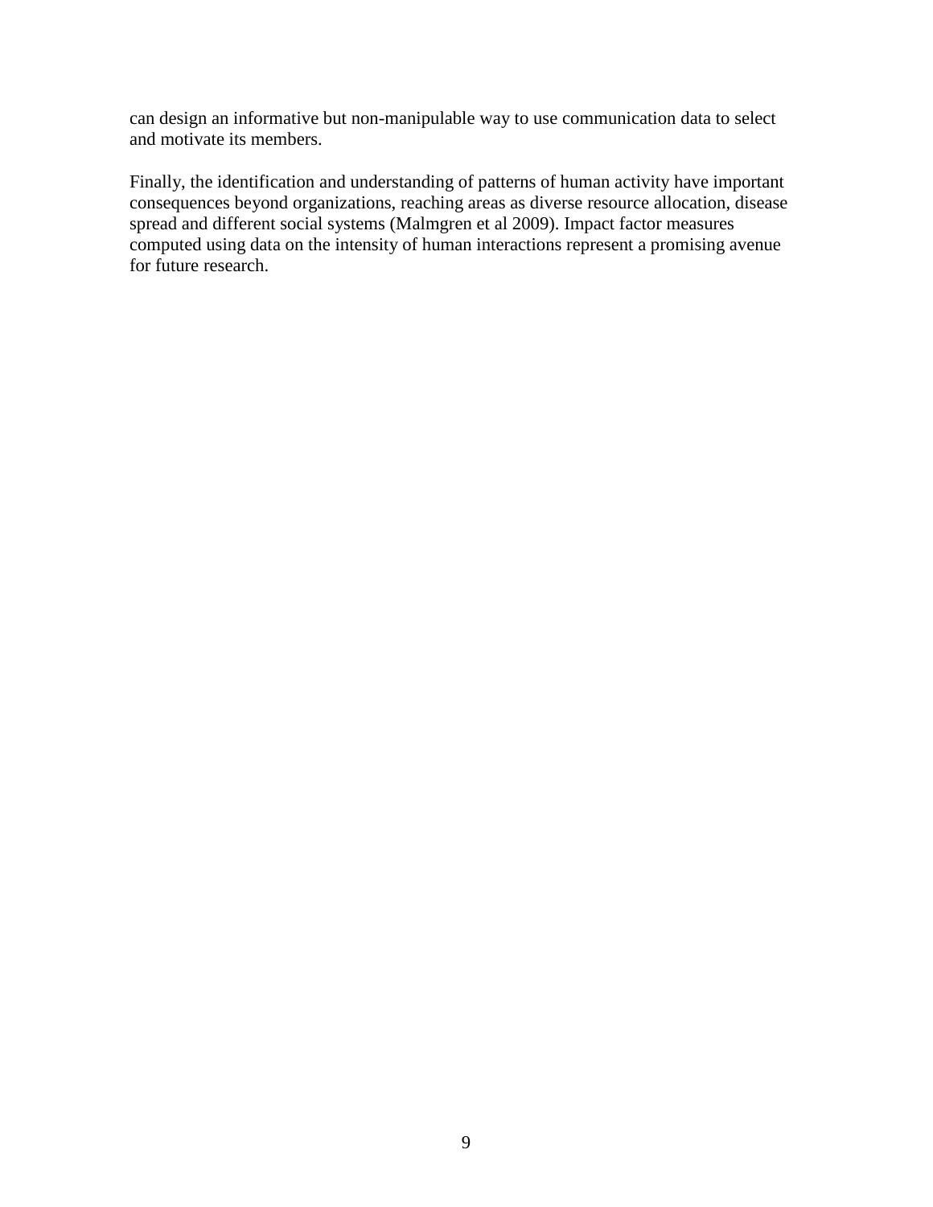can design an informative but non-manipulable way to use communication data to select and motivate its members.

Finally, the identification and understanding of patterns of human activity have important consequences beyond organizations, reaching areas as diverse resource allocation, disease spread and different social systems (Malmgren et al 2009). Impact factor measures computed using data on the intensity of human interactions represent a promising avenue for future research.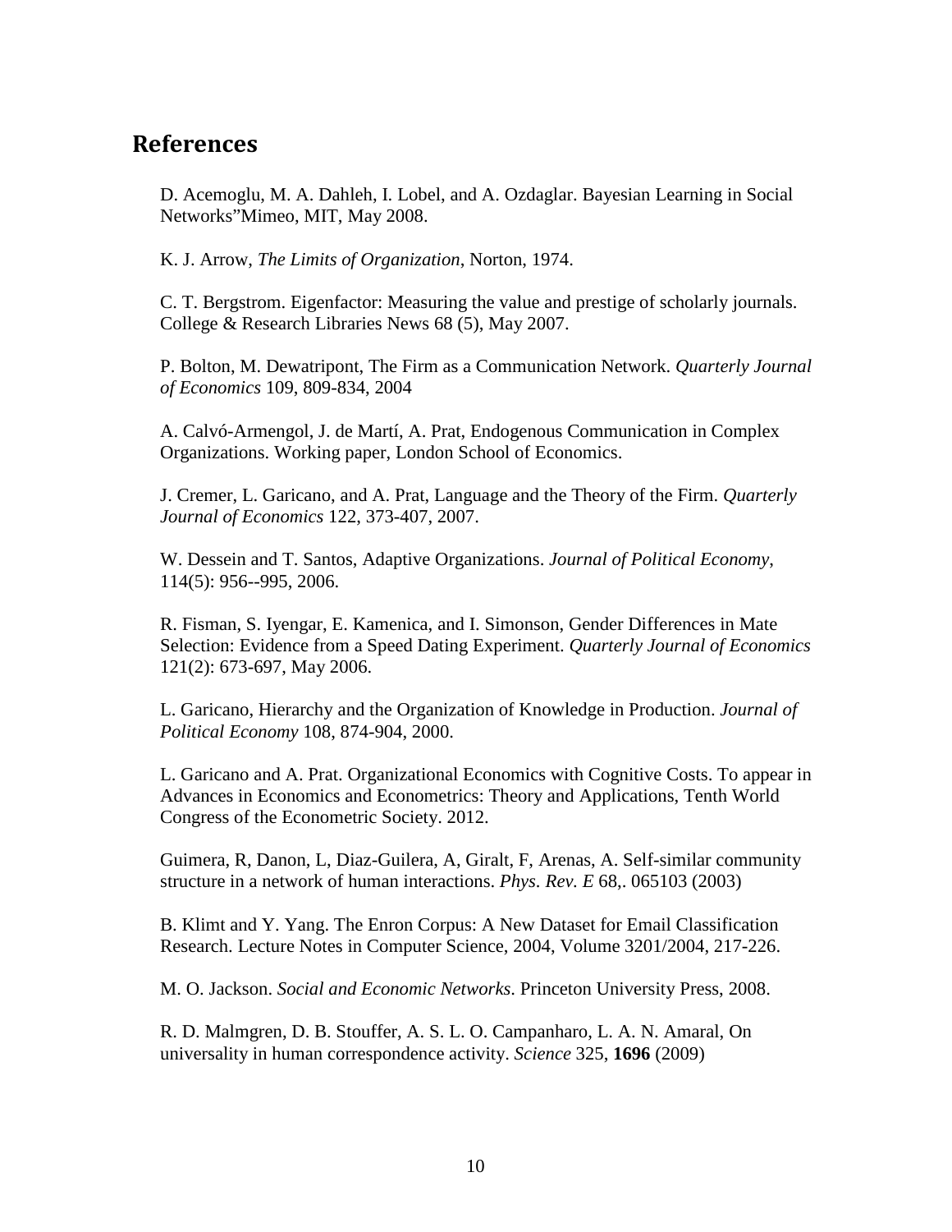## References

D. Acemoglu, M. A. Dahleh, I. Lobel, and A. Ozdaglar. Bayesian Learning in Social Networks"Mimeo, MIT, May 2008.

K. J. Arrow, *The Limits of Organization*, Norton, 1974.

C. T. Bergstrom. Eigenfactor: Measuring the value and prestige of scholarly journals. College & Research Libraries News 68 (5), May 2007.

P. Bolton, M. Dewatripont, The Firm as a Communication Network. *Quarterly Journal of Economics* 109, 809-834, 2004

A. Calvó-Armengol, J. de Martí, A. Prat, Endogenous Communication in Complex Organizations. Working paper, London School of Economics.

J. Cremer, L. Garicano, and A. Prat, Language and the Theory of the Firm. *Quarterly Journal of Economics* 122, 373-407, 2007.

W. Dessein and T. Santos, Adaptive Organizations. *Journal of Political Economy*, 114(5): 956--995, 2006.

R. Fisman, S. Iyengar, E. Kamenica, and I. Simonson, Gender Differences in Mate Selection: Evidence from a Speed Dating Experiment. *Quarterly Journal of Economics* 121(2): 673-697, May 2006.

L. Garicano, Hierarchy and the Organization of Knowledge in Production. *Journal of Political Economy* 108, 874-904, 2000.

L. Garicano and A. Prat. Organizational Economics with Cognitive Costs. To appear in Advances in Economics and Econometrics: Theory and Applications, Tenth World Congress of the Econometric Society. 2012.

Guimera, R, Danon, L, Diaz-Guilera, A, Giralt, F, Arenas, A. Self-similar community structure in a network of human interactions. *Phys. Rev. E* 68,. 065103 (2003)

B. Klimt and Y. Yang. The Enron Corpus: A New Dataset for Email Classification Research. Lecture Notes in Computer Science, 2004, Volume 3201/2004, 217-226.

M. O. Jackson. *Social and Economic Networks*. Princeton University Press, 2008.

R. D. Malmgren, D. B. Stouffer, A. S. L. O. Campanharo, L. A. N. Amaral, On universality in human correspondence activity. *Science* 325, **1696** (2009)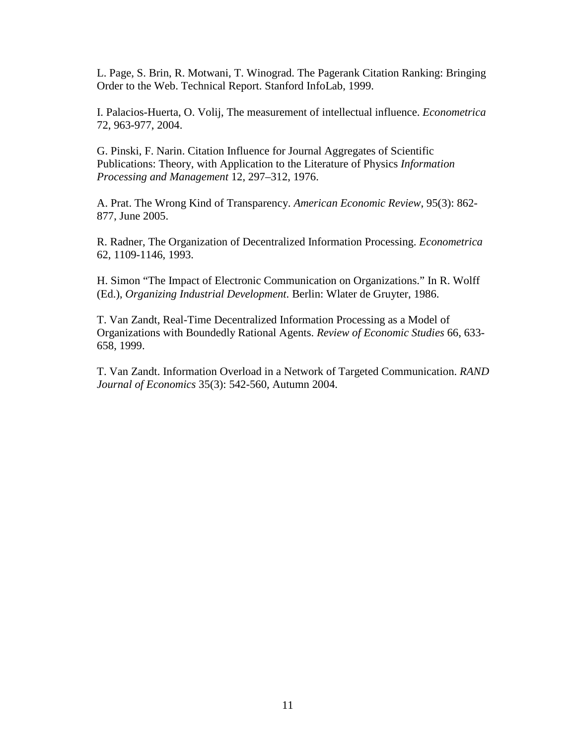L. Page, S. Brin, R. Motwani, T. Winograd. The Pagerank Citation Ranking: Bringing Order to the Web. Technical Report. Stanford InfoLab, 1999.

I. Palacios-Huerta, O. Volij, The measurement of intellectual influence. *Econometrica* 72, 963-977, 2004.

G. Pinski, F. Narin. Citation Influence for Journal Aggregates of Scientific Publications: Theory, with Application to the Literature of Physics *Information Processing and Management* 12, 297–312, 1976.

A. Prat. The Wrong Kind of Transparency. *American Economic Review*, 95(3): 862-877, June 2005.

R. Radner, The Organization of Decentralized Information Processing. *Econometrica* 62, 1109-1146, 1993.

H. Simon "The Impact of Electronic Communication on Organizations." In R. Wolff (Ed.), *Organizing Industrial Development*. Berlin: Wlater de Gruyter, 1986.

T. Van Zandt, Real-Time Decentralized Information Processing as a Model of Organizations with Boundedly Rational Agents. *Review of Economic Studies* 66, 633-658, 1999.

T. Van Zandt. Information Overload in a Network of Targeted Communication. *RAND Journal of Economics* 35(3): 542-560, Autumn 2004.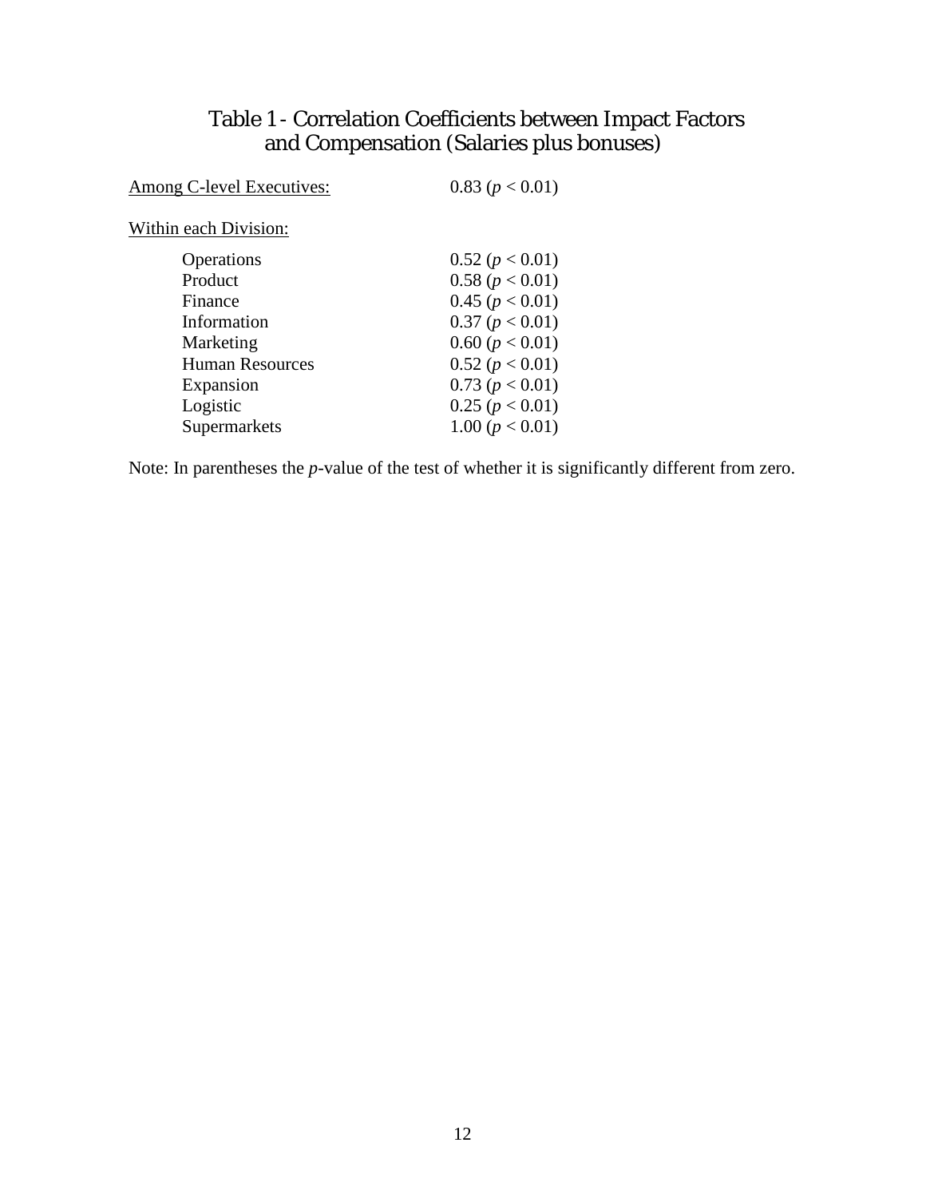# Table 1 - Correlation Coefficients between Impact Factors and Compensation (Salaries plus bonuses)

| | |
|---|---|
| Among C-level Executives: | 0.83 ($p < 0.01$) |
| Within each Division: | |
| Operations | 0.52 ($p < 0.01$) |
| Product | 0.58 ($p < 0.01$) |
| Finance | 0.45 ($p < 0.01$) |
| Information | 0.37 ($p < 0.01$) |
| Marketing | 0.60 ($p < 0.01$) |
| Human Resources | 0.52 ($p < 0.01$) |
| Expansion | 0.73 ($p < 0.01$) |
| Logistic | 0.25 ($p < 0.01$) |
| Supermarkets | 1.00 ($p < 0.01$) |

Note: In parentheses the $p$-value of the test of whether it is significantly different from zero.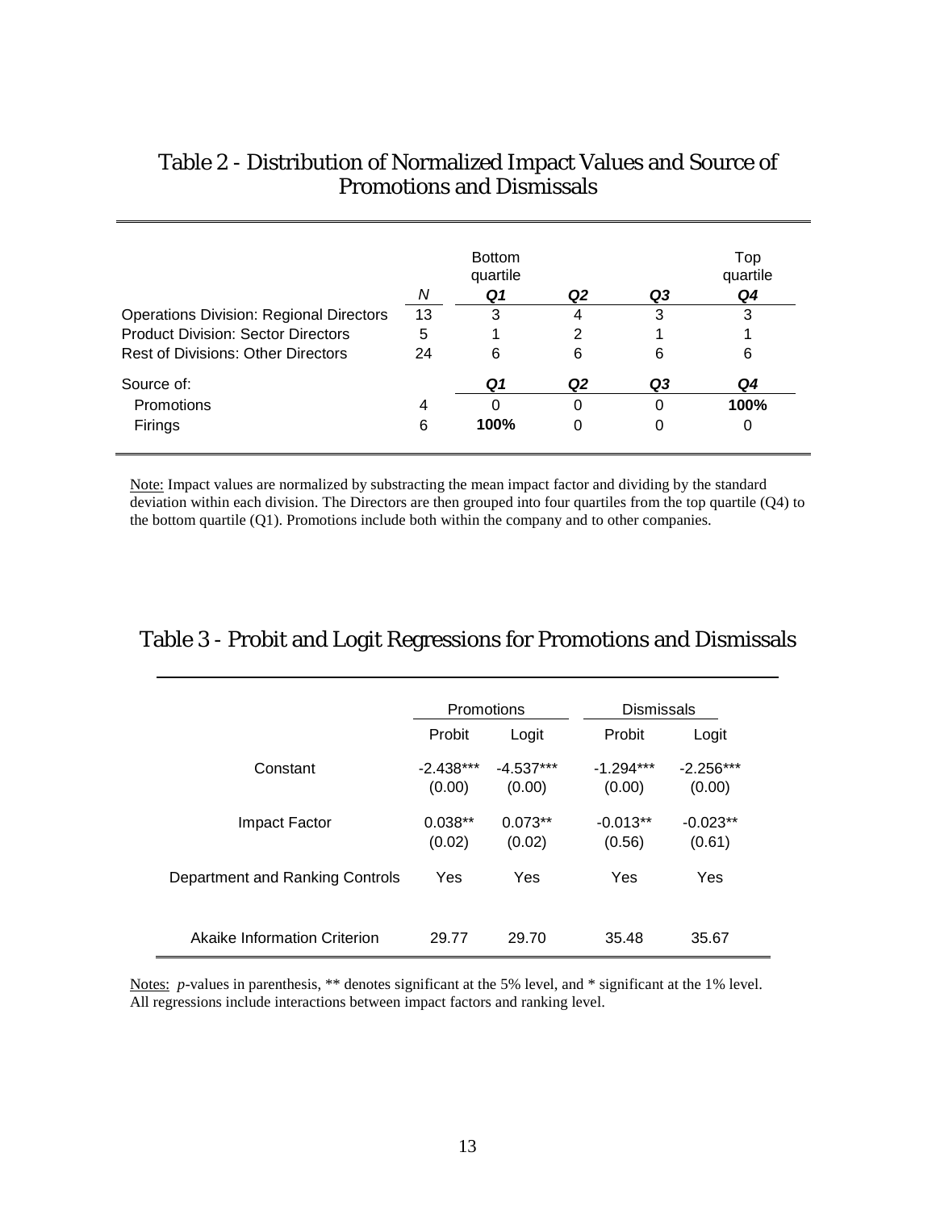## Table 2 - Distribution of Normalized Impact Values and Source of Promotions and Dismissals

| | *N* | Bottom quartile *Q1* | *Q2* | *Q3* | Top quartile *Q4* |
|---|---|---|---|---|---|
| Operations Division: Regional Directors | 13 | 3 | 4 | 3 | 3 |
| Product Division: Sector Directors | 5 | 1 | 2 | 1 | 1 |
| Rest of Divisions: Other Directors | 24 | 6 | 6 | 6 | 6 |
| Source of: | | ***Q1*** | ***Q2*** | ***Q3*** | ***Q4*** |
| Promotions | 4 | 0 | 0 | 0 | **100%** |
| Firings | 6 | **100%** | 0 | 0 | 0 |

Note: Impact values are normalized by substracting the mean impact factor and dividing by the standard deviation within each division. The Directors are then grouped into four quartiles from the top quartile (Q4) to the bottom quartile (Q1). Promotions include both within the company and to other companies.

## Table 3 - Probit and Logit Regressions for Promotions and Dismissals

| | Promotions | | Dismissals | |
|---|---|---|---|---|
| | Probit | Logit | Probit | Logit |
| Constant | -2.438***<br>(0.00) | -4.537***<br>(0.00) | -1.294***<br>(0.00) | -2.256***<br>(0.00) |
| Impact Factor | 0.038**<br>(0.02) | 0.073**<br>(0.02) | -0.013**<br>(0.56) | -0.023**<br>(0.61) |
| Department and Ranking Controls | Yes | Yes | Yes | Yes |
| Akaike Information Criterion | 29.77 | 29.70 | 35.48 | 35.67 |

Notes: *p*-values in parenthesis, ** denotes significant at the 5% level, and * significant at the 1% level. All regressions include interactions between impact factors and ranking level.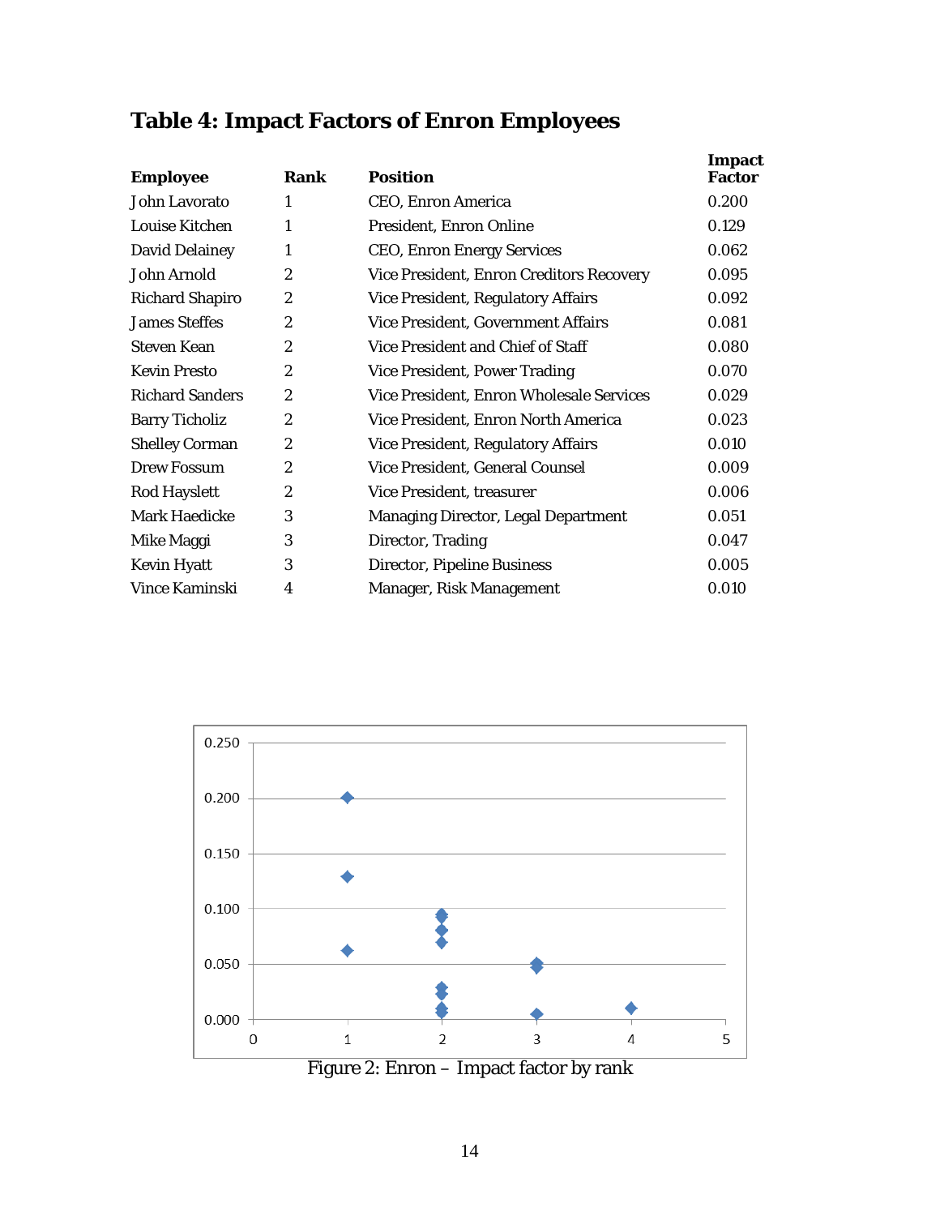## Table 4: Impact Factors of Enron Employees

| Employee | Rank | Position | Impact Factor |
|---|---|---|---|
| John Lavorato | 1 | CEO, Enron America | 0.200 |
| Louise Kitchen | 1 | President, Enron Online | 0.129 |
| David Delainey | 1 | CEO, Enron Energy Services | 0.062 |
| John Arnold | 2 | Vice President, Enron Creditors Recovery | 0.095 |
| Richard Shapiro | 2 | Vice President, Regulatory Affairs | 0.092 |
| James Steffes | 2 | Vice President, Government Affairs | 0.081 |
| Steven Kean | 2 | Vice President and Chief of Staff | 0.080 |
| Kevin Presto | 2 | Vice President, Power Trading | 0.070 |
| Richard Sanders | 2 | Vice President, Enron Wholesale Services | 0.029 |
| Barry Ticholiz | 2 | Vice President, Enron North America | 0.023 |
| Shelley Corman | 2 | Vice President, Regulatory Affairs | 0.010 |
| Drew Fossum | 2 | Vice President, General Counsel | 0.009 |
| Rod Hayslett | 2 | Vice President, treasurer | 0.006 |
| Mark Haedicke | 3 | Managing Director, Legal Department | 0.051 |
| Mike Maggi | 3 | Director, Trading | 0.047 |
| Kevin Hyatt | 3 | Director, Pipeline Business | 0.005 |
| Vince Kaminski | 4 | Manager, Risk Management | 0.010 |

0.250
0.200
0.150
0.100
0.050
0.000
0 1 2 3 4 5

Figure 2: Enron – Impact factor by rank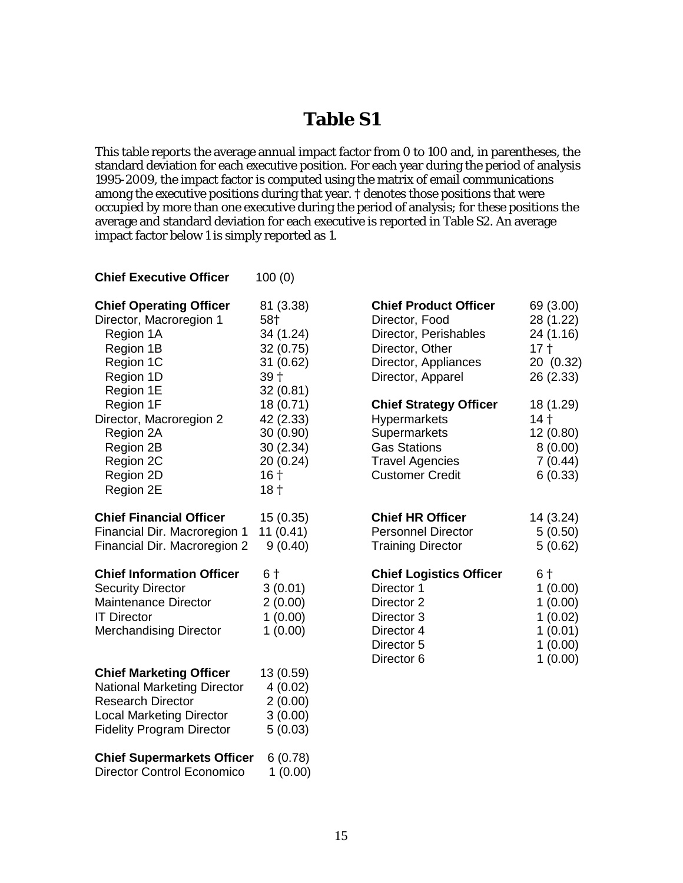# Table S1

This table reports the average annual impact factor from 0 to 100 and, in parentheses, the standard deviation for each executive position. For each year during the period of analysis 1995-2009, the impact factor is computed using the matrix of email communications among the executive positions during that year. † denotes those positions that were occupied by more than one executive during the period of analysis; for these positions the average and standard deviation for each executive is reported in Table S2. An average impact factor below 1 is simply reported as 1.

| | | | |
|---|---|---|---|
| **Chief Executive Officer** | 100 (0) | | |
| **Chief Operating Officer** | 81 (3.38) | **Chief Product Officer** | 69 (3.00) |
| Director, Macroregion 1 | 58† | Director, Food | 28 (1.22) |
| Region 1A | 34 (1.24) | Director, Perishables | 24 (1.16) |
| Region 1B | 32 (0.75) | Director, Other | 17 † |
| Region 1C | 31 (0.62) | Director, Appliances | 20 (0.32) |
| Region 1D | 39 † | Director, Apparel | 26 (2.33) |
| Region 1E | 32 (0.81) | | |
| Region 1F | 18 (0.71) | **Chief Strategy Officer** | 18 (1.29) |
| Director, Macroregion 2 | 42 (2.33) | Hypermarkets | 14 † |
| Region 2A | 30 (0.90) | Supermarkets | 12 (0.80) |
| Region 2B | 30 (2.34) | Gas Stations | 8 (0.00) |
| Region 2C | 20 (0.24) | Travel Agencies | 7 (0.44) |
| Region 2D | 16 † | Customer Credit | 6 (0.33) |
| Region 2E | 18 † | | |
| **Chief Financial Officer** | 15 (0.35) | **Chief HR Officer** | 14 (3.24) |
| Financial Dir. Macroregion 1 | 11 (0.41) | Personnel Director | 5 (0.50) |
| Financial Dir. Macroregion 2 | 9 (0.40) | Training Director | 5 (0.62) |
| **Chief Information Officer** | 6 † | **Chief Logistics Officer** | 6 † |
| Security Director | 3 (0.01) | Director 1 | 1 (0.00) |
| Maintenance Director | 2 (0.00) | Director 2 | 1 (0.00) |
| IT Director | 1 (0.00) | Director 3 | 1 (0.02) |
| Merchandising Director | 1 (0.00) | Director 4 | 1 (0.01) |
| | | Director 5 | 1 (0.00) |
| | | Director 6 | 1 (0.00) |
| **Chief Marketing Officer** | 13 (0.59) | | |
| National Marketing Director | 4 (0.02) | | |
| Research Director | 2 (0.00) | | |
| Local Marketing Director | 3 (0.00) | | |
| Fidelity Program Director | 5 (0.03) | | |
| **Chief Supermarkets Officer** | 6 (0.78) | | |
| Director Control Economico | 1 (0.00) | | |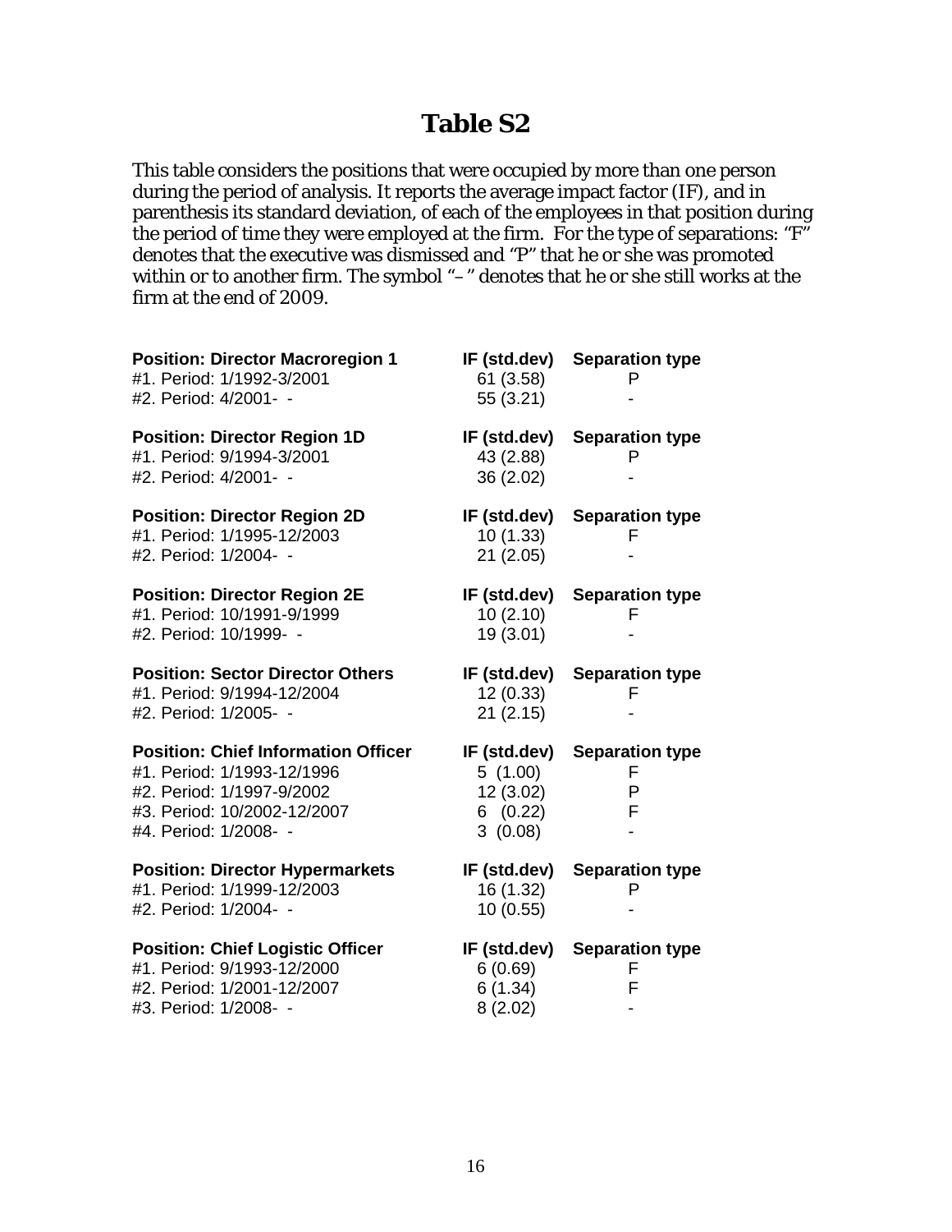# Table S2

This table considers the positions that were occupied by more than one person during the period of analysis. It reports the average impact factor (IF), and in parenthesis its standard deviation, of each of the employees in that position during the period of time they were employed at the firm. For the type of separations: "F" denotes that the executive was dismissed and "P" that he or she was promoted within or to another firm. The symbol "– " denotes that he or she still works at the firm at the end of 2009.

| **Position: Director Macroregion 1** | **IF (std.dev)** | **Separation type** |
|---|---|---|
| #1. Period: 1/1992-3/2001 | 61 (3.58) | P |
| #2. Period: 4/2001- - | 55 (3.21) | - |

| **Position: Director Region 1D** | **IF (std.dev)** | **Separation type** |
|---|---|---|
| #1. Period: 9/1994-3/2001 | 43 (2.88) | P |
| #2. Period: 4/2001- - | 36 (2.02) | - |

| **Position: Director Region 2D** | **IF (std.dev)** | **Separation type** |
|---|---|---|
| #1. Period: 1/1995-12/2003 | 10 (1.33) | F |
| #2. Period: 1/2004- - | 21 (2.05) | - |

| **Position: Director Region 2E** | **IF (std.dev)** | **Separation type** |
|---|---|---|
| #1. Period: 10/1991-9/1999 | 10 (2.10) | F |
| #2. Period: 10/1999- - | 19 (3.01) | - |

| **Position: Sector Director Others** | **IF (std.dev)** | **Separation type** |
|---|---|---|
| #1. Period: 9/1994-12/2004 | 12 (0.33) | F |
| #2. Period: 1/2005- - | 21 (2.15) | - |

| **Position: Chief Information Officer** | **IF (std.dev)** | **Separation type** |
|---|---|---|
| #1. Period: 1/1993-12/1996 | 5 (1.00) | F |
| #2. Period: 1/1997-9/2002 | 12 (3.02) | P |
| #3. Period: 10/2002-12/2007 | 6 (0.22) | F |
| #4. Period: 1/2008- - | 3 (0.08) | - |

| **Position: Director Hypermarkets** | **IF (std.dev)** | **Separation type** |
|---|---|---|
| #1. Period: 1/1999-12/2003 | 16 (1.32) | P |
| #2. Period: 1/2004- - | 10 (0.55) | - |

| **Position: Chief Logistic Officer** | **IF (std.dev)** | **Separation type** |
|---|---|---|
| #1. Period: 9/1993-12/2000 | 6 (0.69) | F |
| #2. Period: 1/2001-12/2007 | 6 (1.34) | F |
| #3. Period: 1/2008- - | 8 (2.02) | - |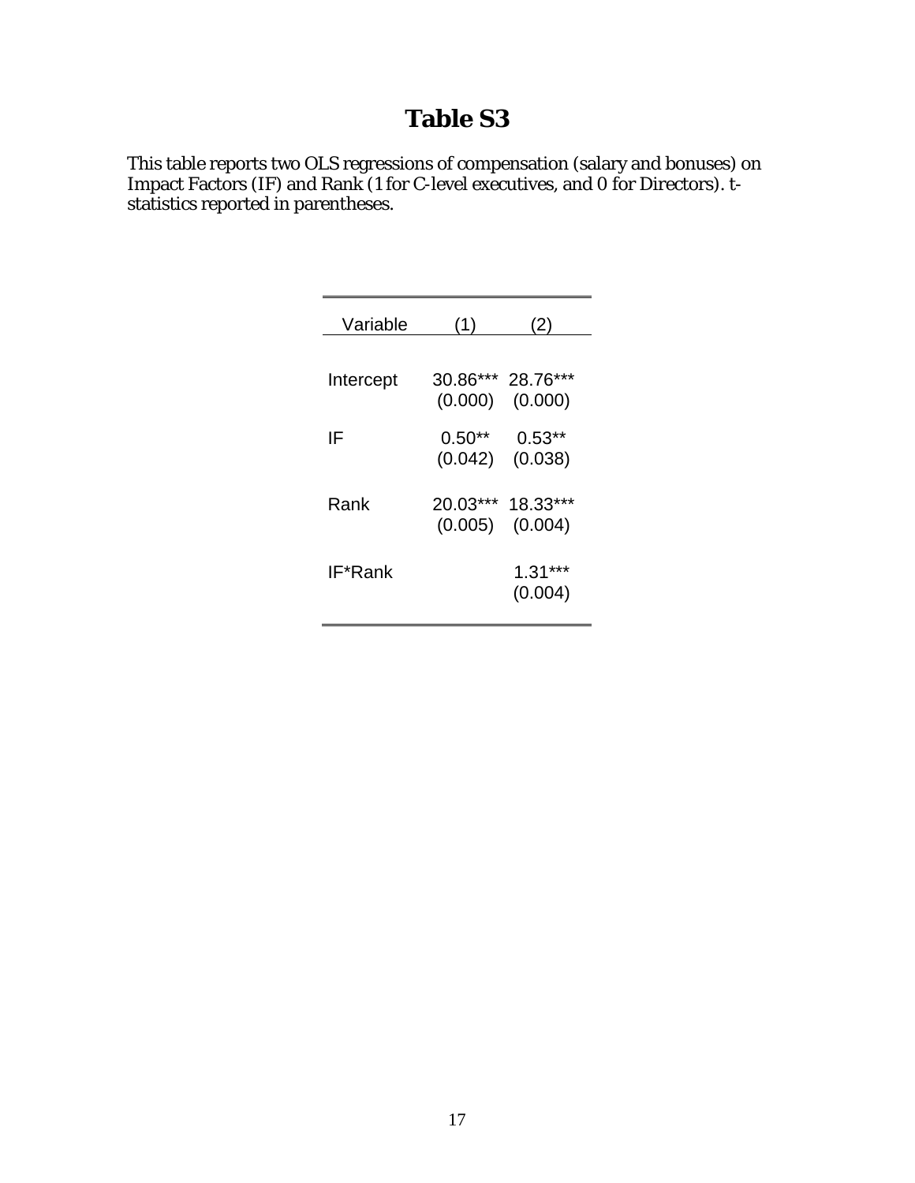# Table S3

This table reports two OLS regressions of compensation (salary and bonuses) on Impact Factors (IF) and Rank (1 for C-level executives, and 0 for Directors). t-statistics reported in parentheses.

| Variable | (1) | (2) |
|---|---|---|
| Intercept | 30.86*** | 28.76*** |
| | (0.000) | (0.000) |
| IF | 0.50** | 0.53** |
| | (0.042) | (0.038) |
| Rank | 20.03*** | 18.33*** |
| | (0.005) | (0.004) |
| IF*Rank | | 1.31*** |
| | | (0.004) |